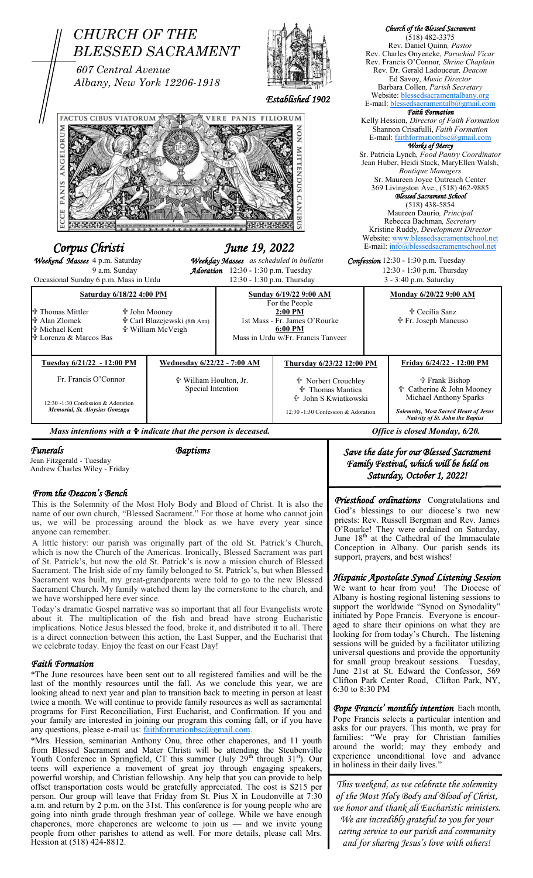# CHURCH OF THE BLESSED SACRAMENT

607 Central Avenue
Albany, New York 12206-1918

*Established 1902*

FACTUS CIBUS VIATORUM VERE PANIS FILIORUM NON MITTENDUS CANIBUS ECCE PANIS ANGELORUM

***Church of the Blessed Sacrament***
(518) 482-3375
Rev. Daniel Quinn*, Pastor*
Rev. Charles Onyeneke, *Parochial Vicar*
Rev. Francis O'Connor*, Shrine Chaplain*
Rev. Dr. Gerald Ladouceur*, Deacon*
Ed Savoy, *Music Director*
Barbara Collen*, Parish Secretary*
Website: blessedsacramentalbany.org
E-mail: blessedsacramentalb@gmail.com

***Faith Formation***
Kelly Hession, *Director of Faith Formation*
Shannon Crisafulli, *Faith Formation*
E-mail: faithformationbsc@gmail.com

***Works of Mercy***
Sr. Patricia Lynch*, Food Pantry Coordinator*
Jean Huber, Heidi Stack, MaryEllen Walsh, *Boutique Managers*
Sr. Maureen Joyce Outreach Center
369 Livingston Ave., (518) 462-9885

***Blessed Sacrament School***
(518) 438-5854
Maureen Daurio*, Principal*
Rebecca Bachman*, Secretary*
Kristine Ruddy, *Development Director*
Website: www.blessedsacramentschool.net
E-mail: info@blessedsacramentschool.net

## *Corpus Christi* — *June 19, 2022*

***Weekend Masses*** 4 p.m. Saturday
9 a.m. Sunday
Occasional Sunday 6 p.m. Mass in Urdu

***Weekday Masses*** *as scheduled in bulletin*
***Adoration*** 12:30 - 1:30 p.m. Tuesday
12:30 - 1:30 p.m. Thursday

***Confession*** 12:30 - 1:30 p.m. Tuesday
12:30 - 1:30 p.m. Thursday
3 - 3:40 p.m. Saturday

| **Saturday 6/18/22 4:00 PM** | **Sunday 6/19/22 9:00 AM** | **Monday 6/20/22 9:00 AM** |
|---|---|---|
| ✟ Thomas Mittler, ✟ John Mooney, ✟ Alan Zlomek, ✟ Carl Blazejewski (8th Ann), ✟ Michael Kent, ✟ William McVeigh, ✟ Lorenza & Marcos Bas | For the People<br>**2:00 PM**<br>1st Mass - Fr. James O'Rourke<br>**6:00 PM**<br>Mass in Urdu w/Fr. Francis Tanveer | ✟ Cecilia Sanz<br>✟ Fr. Joseph Mancuso |

| **Tuesday 6/21/22 - 12:00 PM** | **Wednesday 6/22/22 - 7:00 AM** | **Thursday 6/23/22 12:00 PM** | **Friday 6/24/22 - 12:00 PM** |
|---|---|---|---|
| Fr. Francis O'Connor<br>12:30 -1:30 Confession & Adoration<br>*Memorial, St. Aloysius Gonzaga* | ✟ William Houlton, Jr.<br>Special Intention | ✟ Norbert Crouchley<br>✟ Thomas Mantica<br>✟ John S Kwiatkowski<br>12:30 -1:30 Confession & Adoration | ✟ Frank Bishop<br>✟ Catherine & John Mooney<br>Michael Anthony Sparks<br>*Solemnity, Most Sacred Heart of Jesus*<br>*Nativity of St. John the Baptist* |

***Mass intentions with a ✟ indicate that the person is deceased.*** ***Office is closed Monday, 6/20.***

### *Funerals*
Jean Fitzgerald - Tuesday
Andrew Charles Wiley - Friday

### *Baptisms*

### *From the Deacon's Bench*

This is the Solemnity of the Most Holy Body and Blood of Christ. It is also the name of our own church, "Blessed Sacrament." For those at home who cannot join us, we will be processing around the block as we have every year since anyone can remember.

A little history: our parish was originally part of the old St. Patrick's Church, which is now the Church of the Americas. Ironically, Blessed Sacrament was part of St. Patrick's, but now the old St. Patrick's is now a mission church of Blessed Sacrament. The Irish side of my family belonged to St. Patrick's, but when Blessed Sacrament was built, my great-grandparents were told to go to the new Blessed Sacrament Church. My family watched them lay the cornerstone to the church, and we have worshipped here ever since.

Today's dramatic Gospel narrative was so important that all four Evangelists wrote about it. The multiplication of the fish and bread have strong Eucharistic implications. Notice Jesus blessed the food, broke it, and distributed it to all. There is a direct connection between this action, the Last Supper, and the Eucharist that we celebrate today. Enjoy the feast on our Feast Day!

### *Faith Formation*

*The June resources have been sent out to all registered families and will be the last of the monthly resources until the fall. As we conclude this year, we are looking ahead to next year and plan to transition back to meeting in person at least twice a month. We will continue to provide family resources as well as sacramental programs for First Reconciliation, First Eucharist, and Confirmation. If you and your family are interested in joining our program this coming fall, or if you have any questions, please e-mail us: faithformationbsc@gmail.com.

*Mrs. Hession, seminarian Anthony Onu, three other chaperones, and 11 youth from Blessed Sacrament and Mater Christi will be attending the Steubenville Youth Conference in Springfield, CT this summer (July 29th through 31st). Our teens will experience a movement of great joy through engaging speakers, powerful worship, and Christian fellowship. Any help that you can provide to help offset transportation costs would be gratefully appreciated. The cost is $215 per person. Our group will leave that Friday from St. Pius X in Loudonville at 7:30 a.m. and return by 2 p.m. on the 31st. This conference is for young people who are going into ninth grade through freshman year of college. While we have enough chaperones, more chaperones are welcome to join us — and we invite young people from other parishes to attend as well. For more details, please call Mrs. Hession at (518) 424-8812.

***Save the date for our Blessed Sacrament Family Festival, which will be held on Saturday, October 1, 2022!***

***Priesthood ordinations*** Congratulations and God's blessings to our diocese's two new priests: Rev. Russell Bergman and Rev. James O'Rourke! They were ordained on Saturday, June 18th at the Cathedral of the Immaculate Conception in Albany. Our parish sends its support, prayers, and best wishes!

### *Hispanic Apostolate Synod Listening Session*

We want to hear from you! The Diocese of Albany is hosting regional listening sessions to support the worldwide "Synod on Synodality" initiated by Pope Francis. Everyone is encouraged to share their opinions on what they are looking for from today's Church. The listening sessions will be guided by a facilitator utilizing universal questions and provide the opportunity for small group breakout sessions. Tuesday, June 21st at St. Edward the Confessor, 569 Clifton Park Center Road, Clifton Park, NY, 6:30 to 8:30 PM

***Pope Francis' monthly intention*** Each month, Pope Francis selects a particular intention and asks for our prayers. This month, we pray for families: "We pray for Christian families around the world; may they embody and experience unconditional love and advance in holiness in their daily lives."

*This weekend, as we celebrate the solemnity of the Most Holy Body and Blood of Christ, we honor and thank all Eucharistic ministers. We are incredibly grateful to you for your caring service to our parish and community and for sharing Jesus's love with others!*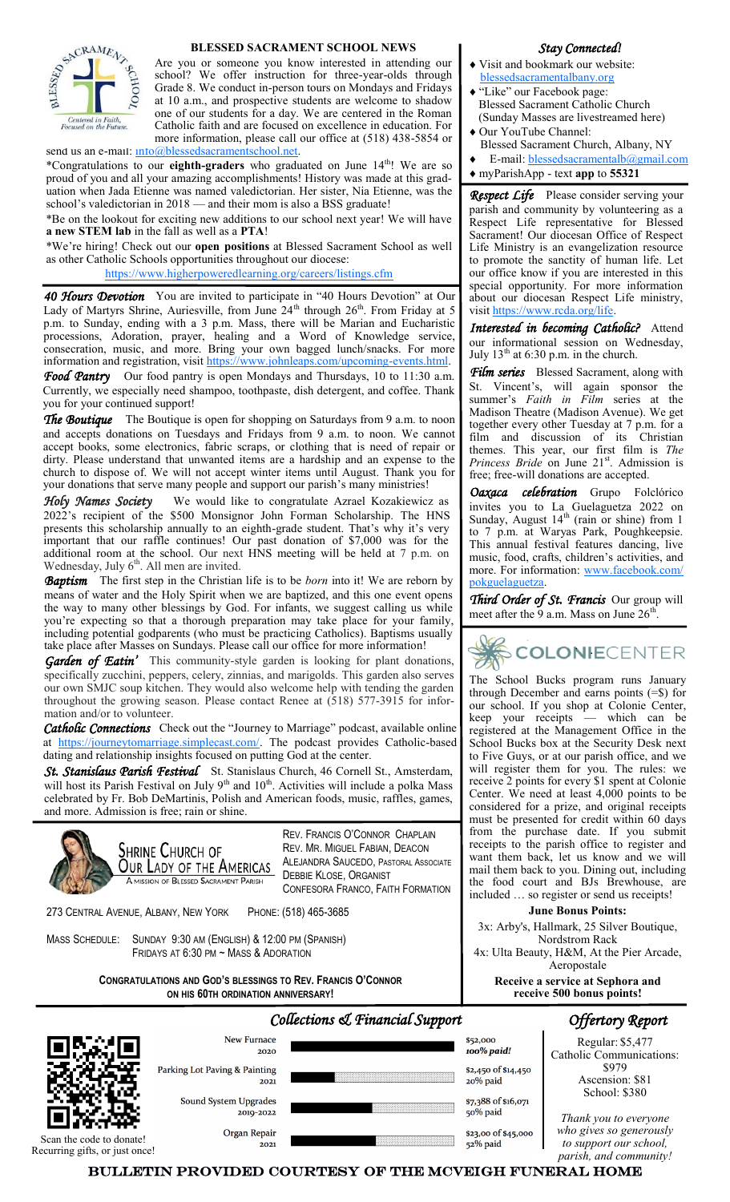## BLESSED SACRAMENT SCHOOL NEWS

Are you or someone you know interested in attending our school? We offer instruction for three-year-olds through Grade 8. We conduct in-person tours on Mondays and Fridays at 10 a.m., and prospective students are welcome to shadow one of our students for a day. We are centered in the Roman Catholic faith and are focused on excellence in education. For more information, please call our office at (518) 438-5854 or send us an e-mail: info@blessedsacramentschool.net.

*Congratulations to our **eighth-graders** who graduated on June 14th! We are so proud of you and all your amazing accomplishments! History was made at this graduation when Jada Etienne was named valedictorian. Her sister, Nia Etienne, was the school's valedictorian in 2018 — and their mom is also a BSS graduate!

*Be on the lookout for exciting new additions to our school next year! We will have **a new STEM lab** in the fall as well as a **PTA**!

*We're hiring! Check out our **open positions** at Blessed Sacrament School as well as other Catholic Schools opportunities throughout our diocese:

https://www.higherpoweredlearning.org/careers/listings.cfm

***40 Hours Devotion*** You are invited to participate in "40 Hours Devotion" at Our Lady of Martyrs Shrine, Auriesville, from June 24th through 26th. From Friday at 5 p.m. to Sunday, ending with a 3 p.m. Mass, there will be Marian and Eucharistic processions, Adoration, prayer, healing and a Word of Knowledge service, consecration, music, and more. Bring your own bagged lunch/snacks. For more information and registration, visit https://www.johnleaps.com/upcoming-events.html.

***Food Pantry*** Our food pantry is open Mondays and Thursdays, 10 to 11:30 a.m. Currently, we especially need shampoo, toothpaste, dish detergent, and coffee. Thank you for your continued support!

***The Boutique*** The Boutique is open for shopping on Saturdays from 9 a.m. to noon and accepts donations on Tuesdays and Fridays from 9 a.m. to noon. We cannot accept books, some electronics, fabric scraps, or clothing that is need of repair or dirty. Please understand that unwanted items are a hardship and an expense to the church to dispose of. We will not accept winter items until August. Thank you for your donations that serve many people and support our parish's many ministries!

***Holy Names Society*** We would like to congratulate Azrael Kozakiewicz as 2022's recipient of the $500 Monsignor John Forman Scholarship. The HNS presents this scholarship annually to an eighth-grade student. That's why it's very important that our raffle continues! Our past donation of $7,000 was for the additional room at the school. Our next HNS meeting will be held at 7 p.m. on Wednesday, July 6th. All men are invited.

***Baptism*** The first step in the Christian life is to be *born* into it! We are reborn by means of water and the Holy Spirit when we are baptized, and this one event opens the way to many other blessings by God. For infants, we suggest calling us while you're expecting so that a thorough preparation may take place for your family, including potential godparents (who must be practicing Catholics). Baptisms usually take place after Masses on Sundays. Please call our office for more information!

***Garden of Eatin'*** This community-style garden is looking for plant donations, specifically zucchini, peppers, celery, zinnias, and marigolds. This garden also serves our own SMJC soup kitchen. They would also welcome help with tending the garden throughout the growing season. Please contact Renee at (518) 577-3915 for information and/or to volunteer.

***Catholic Connections*** Check out the "Journey to Marriage" podcast, available online at https://journeytomarriage.simplecast.com/. The podcast provides Catholic-based dating and relationship insights focused on putting God at the center.

***St. Stanislaus Parish Festival*** St. Stanislaus Church, 46 Cornell St., Amsterdam, will host its Parish Festival on July 9th and 10th. Activities will include a polka Mass celebrated by Fr. Bob DeMartinis, Polish and American foods, music, raffles, games, and more. Admission is free; rain or shine.

## SHRINE CHURCH OF OUR LADY OF THE AMERICAS

A MISSION OF BLESSED SACRAMENT PARISH

REV. FRANCIS O'CONNOR CHAPLAIN
REV. MR. MIGUEL FABIAN, DEACON
ALEJANDRA SAUCEDO, PASTORAL ASSOCIATE
DEBBIE KLOSE, ORGANIST
CONFESORA FRANCO, FAITH FORMATION

273 CENTRAL AVENUE, ALBANY, NEW YORK PHONE: (518) 465-3685

MASS SCHEDULE: SUNDAY 9:30 AM (ENGLISH) & 12:00 PM (SPANISH)
FRIDAYS AT 6:30 PM ~ MASS & ADORATION

**CONGRATULATIONS AND GOD'S BLESSINGS TO REV. FRANCIS O'CONNOR ON HIS 60TH ORDINATION ANNIVERSARY!**

## *Stay Connected!*

- Visit and bookmark our website: blessedsacramentalbany.org
- "Like" our Facebook page: Blessed Sacrament Catholic Church (Sunday Masses are livestreamed here)
- Our YouTube Channel: Blessed Sacrament Church, Albany, NY
- E-mail: blessedsacramentalb@gmail.com
- myParishApp - text **app** to **55321**

***Respect Life*** Please consider serving your parish and community by volunteering as a Respect Life representative for Blessed Sacrament! Our diocesan Office of Respect Life Ministry is an evangelization resource to promote the sanctity of human life. Let our office know if you are interested in this special opportunity. For more information about our diocesan Respect Life ministry, visit https://www.rcda.org/life.

***Interested in becoming Catholic?*** Attend our informational session on Wednesday, July 13th at 6:30 p.m. in the church.

***Film series*** Blessed Sacrament, along with St. Vincent's, will again sponsor the summer's *Faith in Film* series at the Madison Theatre (Madison Avenue). We get together every other Tuesday at 7 p.m. for a film and discussion of its Christian themes. This year, our first film is *The Princess Bride* on June 21st. Admission is free; free-will donations are accepted.

***Oaxaca celebration*** Grupo Folclórico invites you to La Guelaguetza 2022 on Sunday, August 14th (rain or shine) from 1 to 7 p.m. at Waryas Park, Poughkeepsie. This annual festival features dancing, live music, food, crafts, children's activities, and more. For information: www.facebook.com/pokguelaguetza.

***Third Order of St. Francis*** Our group will meet after the 9 a.m. Mass on June 26th.

## COLONIECENTER

The School Bucks program runs January through December and earns points (=$) for our school. If you shop at Colonie Center, keep your receipts — which can be registered at the Management Office in the School Bucks box at the Security Desk next to Five Guys, or at our parish office, and we will register them for you. The rules: we receive 2 points for every $1 spent at Colonie Center. We need at least 4,000 points to be considered for a prize, and original receipts must be presented for credit within 60 days from the purchase date. If you submit receipts to the parish office to register and want them back, let us know and we will mail them back to you. Dining out, including the food court and BJs Brewhouse, are included … so register or send us receipts!

**June Bonus Points:**

3x: Arby's, Hallmark, 25 Silver Boutique, Nordstrom Rack

4x: Ulta Beauty, H&M, At the Pier Arcade, Aeropostale

**Receive a service at Sephora and receive 500 bonus points!**

## *Collections & Financial Support*

Scan the code to donate! Recurring gifts, or just once!

New Furnace 2020
$52,000 *100% paid!*

Parking Lot Paving & Painting 2021
$2,450 of $14,450 20% paid

Sound System Upgrades 2019-2022
$7,388 of $16,071 50% paid

Organ Repair 2021
$23,00 of $45,000 52% paid

## *Offertory Report*

Regular: $5,477
Catholic Communications: $979
Ascension: $81
School: $380

*Thank you to everyone who gives so generously to support our school, parish, and community!*

BULLETIN PROVIDED COURTESY OF THE MCVEIGH FUNERAL HOME